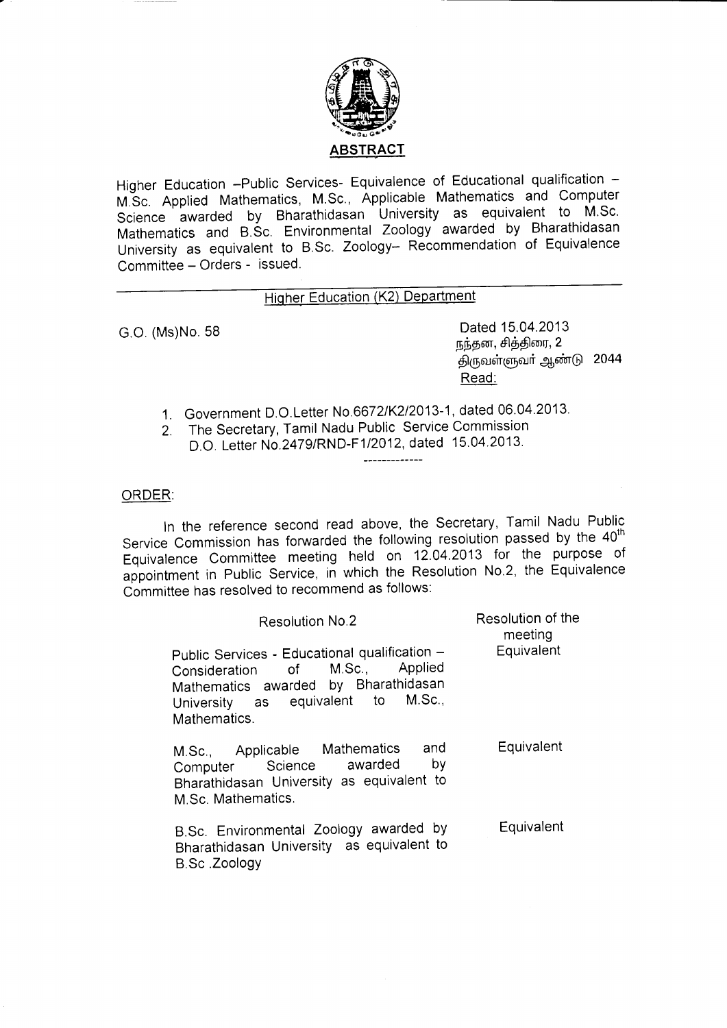## ABSTRACT

Higher Education –Public Services- Equivalence of Educational qualification – M.Sc. Applied Mathematics, M.Sc., Applicable Mathematics and Computer Science awarded by Bharathidasan University as equivalent to M.Sc. Mathematics and B.Sc. Environmental Zoology awarded by Bharathidasan University as equivalent to B.Sc. Zoology– Recommendation of Equivalence Committee – Orders - issued.

---

Higher Education (K2) Department

G.O. (Ms)No. 58

Dated 15.04.2013
நந்தன, சித்திரை, 2
திருவள்ளுவர் ஆண்டு 2044

Read:

1. Government D.O.Letter No.6672/K2/2013-1, dated 06.04.2013.
2. The Secretary, Tamil Nadu Public Service Commission D.O. Letter No.2479/RND-F1/2012, dated 15.04.2013.

-------------

ORDER:

In the reference second read above, the Secretary, Tamil Nadu Public Service Commission has forwarded the following resolution passed by the 40th Equivalence Committee meeting held on 12.04.2013 for the purpose of appointment in Public Service, in which the Resolution No.2, the Equivalence Committee has resolved to recommend as follows:

| Resolution No.2 | Resolution of the meeting |
|---|---|
| Public Services - Educational qualification – Consideration of M.Sc., Applied Mathematics awarded by Bharathidasan University as equivalent to M.Sc., Mathematics. | Equivalent |
| M.Sc., Applicable Mathematics and Computer Science awarded by Bharathidasan University as equivalent to M.Sc. Mathematics. | Equivalent |
| B.Sc. Environmental Zoology awarded by Bharathidasan University as equivalent to B.Sc .Zoology | Equivalent |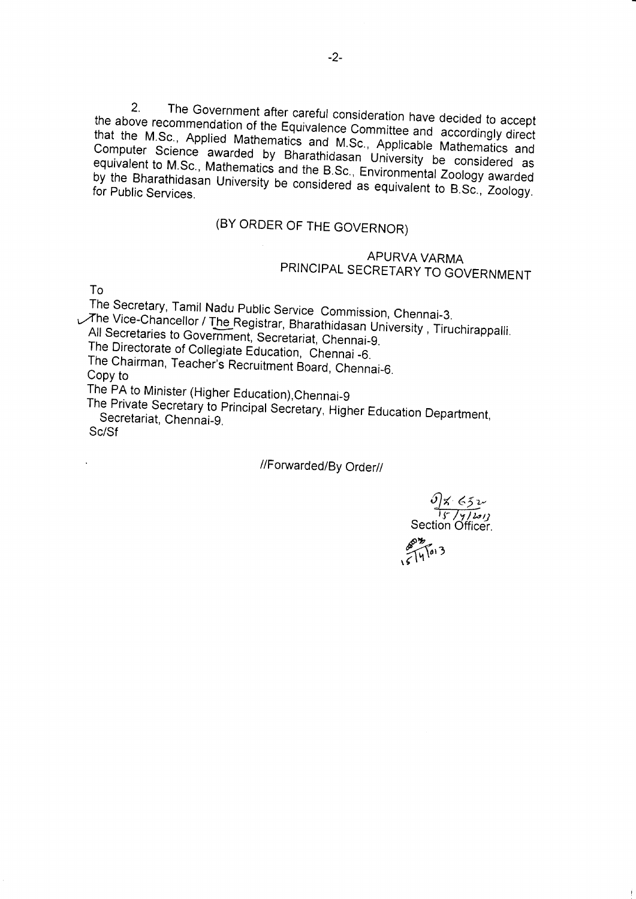2. The Government after careful consideration have decided to accept the above recommendation of the Equivalence Committee and accordingly direct that the M.Sc., Applied Mathematics and M.Sc., Applicable Mathematics and Computer Science awarded by Bharathidasan University be considered as equivalent to M.Sc., Mathematics and the B.Sc., Environmental Zoology awarded by the Bharathidasan University be considered as equivalent to B.Sc., Zoology. for Public Services.

(BY ORDER OF THE GOVERNOR)

APURVA VARMA
PRINCIPAL SECRETARY TO GOVERNMENT

To

The Secretary, Tamil Nadu Public Service Commission, Chennai-3.
The Vice-Chancellor / The Registrar, Bharathidasan University, Tiruchirappalli.
All Secretaries to Government, Secretariat, Chennai-9.
The Directorate of Collegiate Education, Chennai -6.
The Chairman, Teacher's Recruitment Board, Chennai-6.

Copy to

The PA to Minister (Higher Education), Chennai-9
The Private Secretary to Principal Secretary, Higher Education Department, Secretariat, Chennai-9.
Sc/Sf

//Forwarded/By Order//

15/4/2013
Section Officer.
15/4/2013